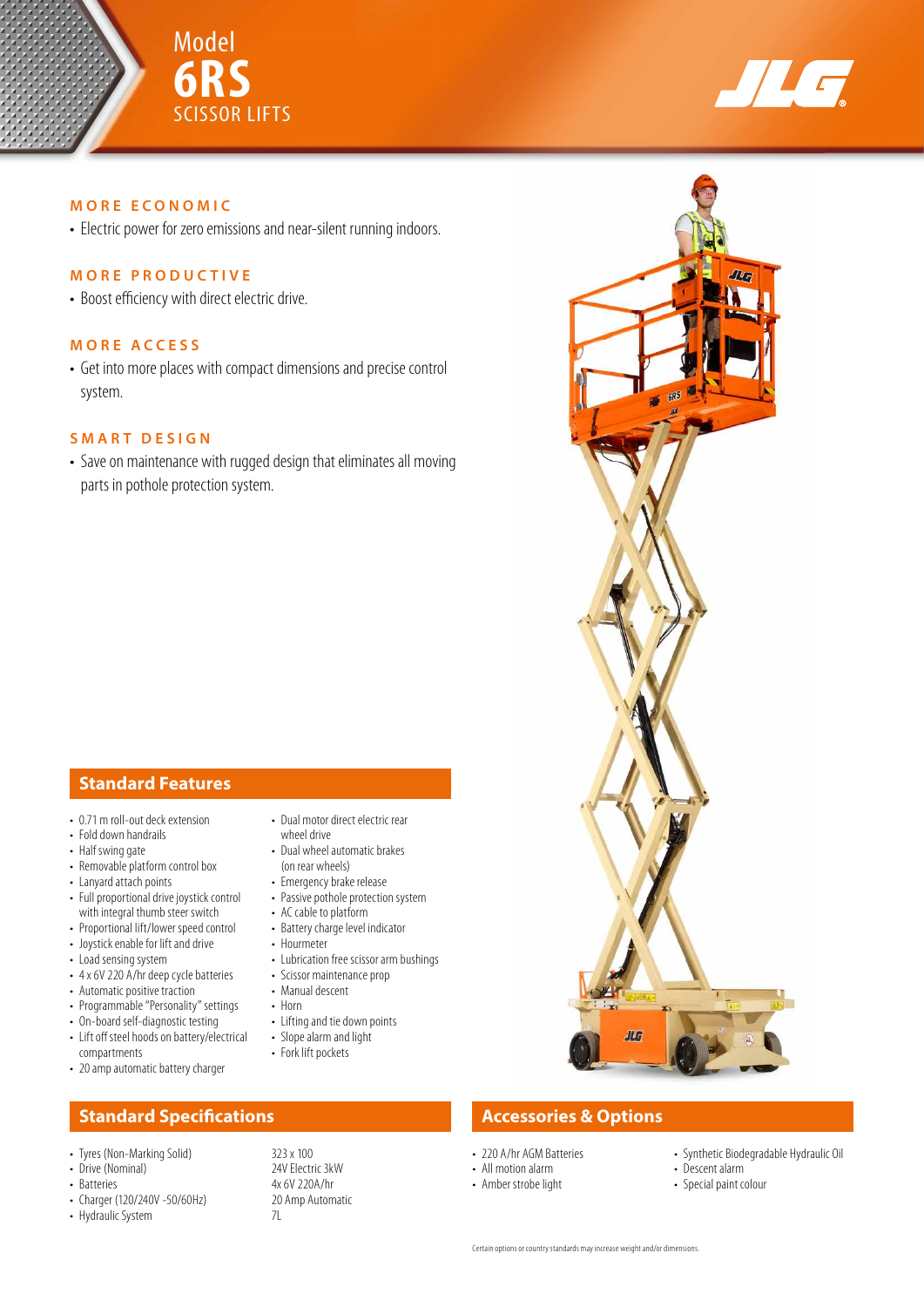# Model 6RS SCISSOR LIFTS

### MORE ECONOMIC

- Electric power for zero emissions and near-silent running indoors.

### MORE PRODUCTIVE

- Boost efficiency with direct electric drive.

### MORE ACCESS

- Get into more places with compact dimensions and precise control system.

### SMART DESIGN

- Save on maintenance with rugged design that eliminates all moving parts in pothole protection system.

## Standard Features

- 0.71 m roll-out deck extension
- Fold down handrails
- Half swing gate
- Removable platform control box
- Lanyard attach points
- Full proportional drive joystick control with integral thumb steer switch
- Proportional lift/lower speed control
- Joystick enable for lift and drive
- Load sensing system
- 4 x 6V 220 A/hr deep cycle batteries
- Automatic positive traction
- Programmable "Personality" settings
- On-board self-diagnostic testing
- Lift off steel hoods on battery/electrical compartments
- 20 amp automatic battery charger
- Dual motor direct electric rear wheel drive
- Dual wheel automatic brakes (on rear wheels)
- Emergency brake release
- Passive pothole protection system
- AC cable to platform
- Battery charge level indicator
- Hourmeter
- Lubrication free scissor arm bushings
- Scissor maintenance prop
- Manual descent
- Horn
- Lifting and tie down points
- Slope alarm and light
- Fork lift pockets

## Standard Specifications

| | |
|---|---|
| Tyres (Non-Marking Solid) | 323 x 100 |
| Drive (Nominal) | 24V Electric 3kW |
| Batteries | 4x 6V 220A/hr |
| Charger (120/240V -50/60Hz) | 20 Amp Automatic |
| Hydraulic System | 7L |

## Accessories & Options

- 220 A/hr AGM Batteries
- All motion alarm
- Amber strobe light
- Synthetic Biodegradable Hydraulic Oil
- Descent alarm
- Special paint colour

Certain options or country standards may increase weight and/or dimensions.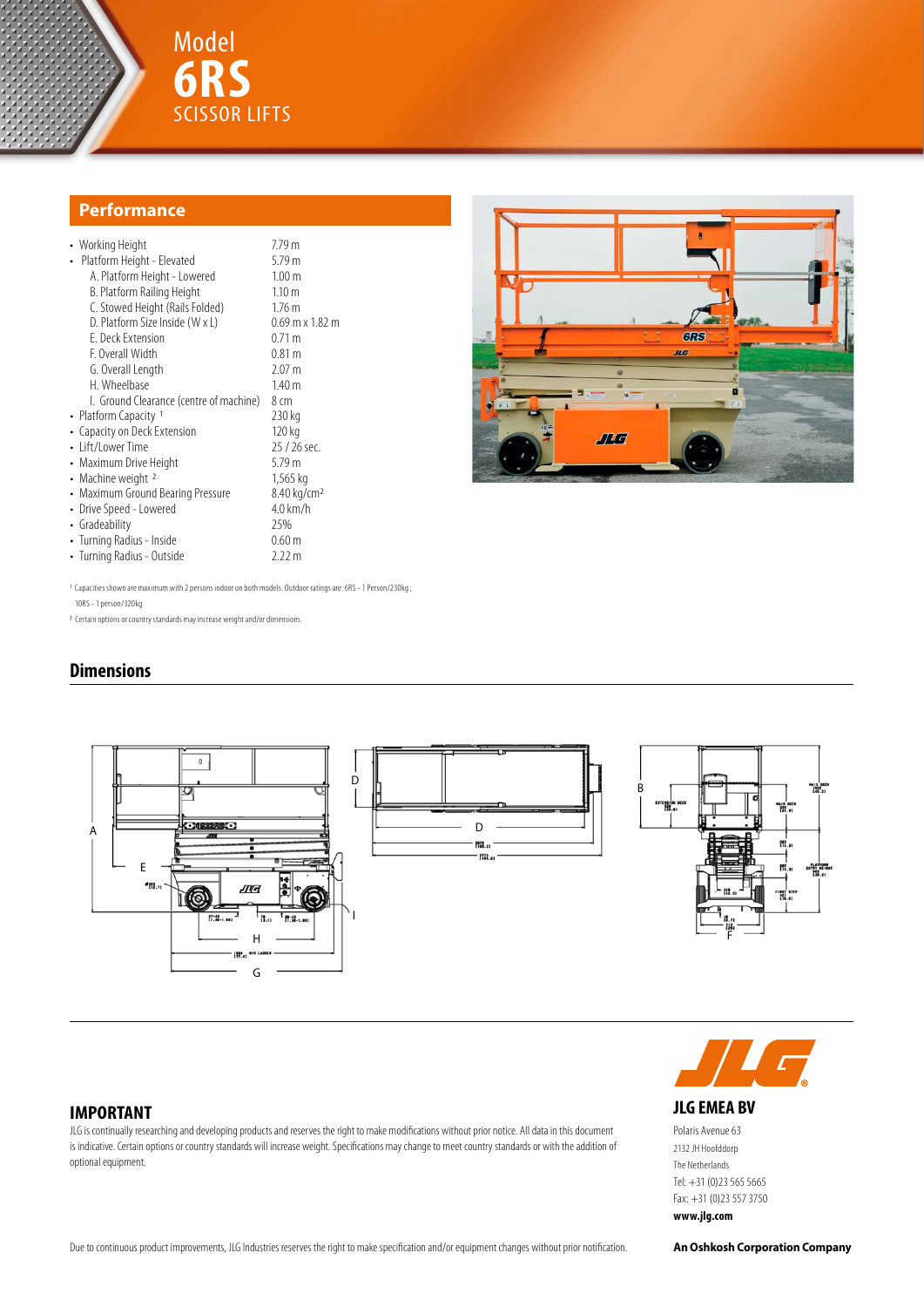# Model 6RS SCISSOR LIFTS

## Performance

| | |
|---|---|
| • Working Height | 7.79 m |
| • Platform Height - Elevated | 5.79 m |
| A. Platform Height - Lowered | 1.00 m |
| B. Platform Railing Height | 1.10 m |
| C. Stowed Height (Rails Folded) | 1.76 m |
| D. Platform Size Inside (W x L) | 0.69 m x 1.82 m |
| E. Deck Extension | 0.71 m |
| F. Overall Width | 0.81 m |
| G. Overall Length | 2.07 m |
| H. Wheelbase | 1.40 m |
| I. Ground Clearance (centre of machine) | 8 cm |
| • Platform Capacity [1] | 230 kg |
| • Capacity on Deck Extension | 120 kg |
| • Lift/Lower Time | 25 / 26 sec. |
| • Maximum Drive Height | 5.79 m |
| • Machine weight [2] | 1,565 kg |
| • Maximum Ground Bearing Pressure | 8.40 kg/cm² |
| • Drive Speed - Lowered | 4.0 km/h |
| • Gradeability | 25% |
| • Turning Radius - Inside | 0.60 m |
| • Turning Radius - Outside | 2.22 m |

[1] Capacities shown are maximum with 2 persons indoor on both models. Outdoor ratings are: 6RS - 1 Person/230kg ; 10RS - 1 person/320kg

[2] Certain options or country standards may increase weight and/or dimensions.

## Dimensions

A
E
H
G
I
D
D
B
F

## IMPORTANT

JLG is continually researching and developing products and reserves the right to make modifications without prior notice. All data in this document is indicative. Certain options or country standards will increase weight. Specifications may change to meet country standards or with the addition of optional equipment.

**JLG EMEA BV**
Polaris Avenue 63
2132 JH Hoofddorp
The Netherlands
Tel: +31 (0)23 565 5665
Fax: +31 (0)23 557 3750
**www.jlg.com**

Due to continuous product improvements, JLG Industries reserves the right to make specification and/or equipment changes without prior notification.

**An Oshkosh Corporation Company**